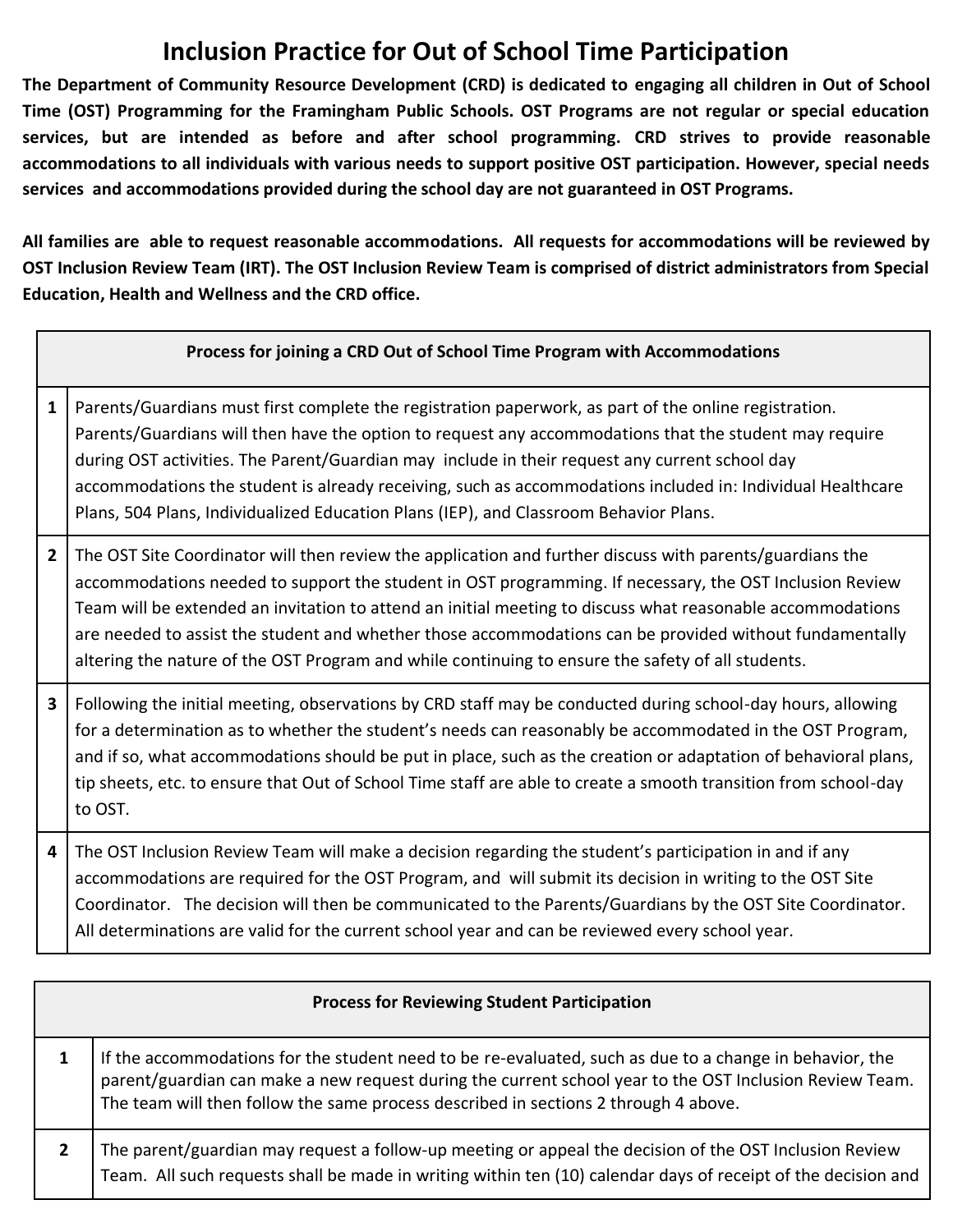# Inclusion Practice for Out of School Time Participation

**The Department of Community Resource Development (CRD) is dedicated to engaging all children in Out of School Time (OST) Programming for the Framingham Public Schools. OST Programs are not regular or special education services, but are intended as before and after school programming. CRD strives to provide reasonable accommodations to all individuals with various needs to support positive OST participation. However, special needs services and accommodations provided during the school day are not guaranteed in OST Programs.**

**All families are able to request reasonable accommodations. All requests for accommodations will be reviewed by OST Inclusion Review Team (IRT). The OST Inclusion Review Team is comprised of district administrators from Special Education, Health and Wellness and the CRD office.**

| | **Process for joining a CRD Out of School Time Program with Accommodations** |
|---|---|
| **1** | Parents/Guardians must first complete the registration paperwork, as part of the online registration. Parents/Guardians will then have the option to request any accommodations that the student may require during OST activities. The Parent/Guardian may include in their request any current school day accommodations the student is already receiving, such as accommodations included in: Individual Healthcare Plans, 504 Plans, Individualized Education Plans (IEP), and Classroom Behavior Plans. |
| **2** | The OST Site Coordinator will then review the application and further discuss with parents/guardians the accommodations needed to support the student in OST programming. If necessary, the OST Inclusion Review Team will be extended an invitation to attend an initial meeting to discuss what reasonable accommodations are needed to assist the student and whether those accommodations can be provided without fundamentally altering the nature of the OST Program and while continuing to ensure the safety of all students. |
| **3** | Following the initial meeting, observations by CRD staff may be conducted during school-day hours, allowing for a determination as to whether the student's needs can reasonably be accommodated in the OST Program, and if so, what accommodations should be put in place, such as the creation or adaptation of behavioral plans, tip sheets, etc. to ensure that Out of School Time staff are able to create a smooth transition from school-day to OST. |
| **4** | The OST Inclusion Review Team will make a decision regarding the student's participation in and if any accommodations are required for the OST Program, and will submit its decision in writing to the OST Site Coordinator. The decision will then be communicated to the Parents/Guardians by the OST Site Coordinator. All determinations are valid for the current school year and can be reviewed every school year. |

| | **Process for Reviewing Student Participation** |
|---|---|
| **1** | If the accommodations for the student need to be re-evaluated, such as due to a change in behavior, the parent/guardian can make a new request during the current school year to the OST Inclusion Review Team. The team will then follow the same process described in sections 2 through 4 above. |
| **2** | The parent/guardian may request a follow-up meeting or appeal the decision of the OST Inclusion Review Team. All such requests shall be made in writing within ten (10) calendar days of receipt of the decision and |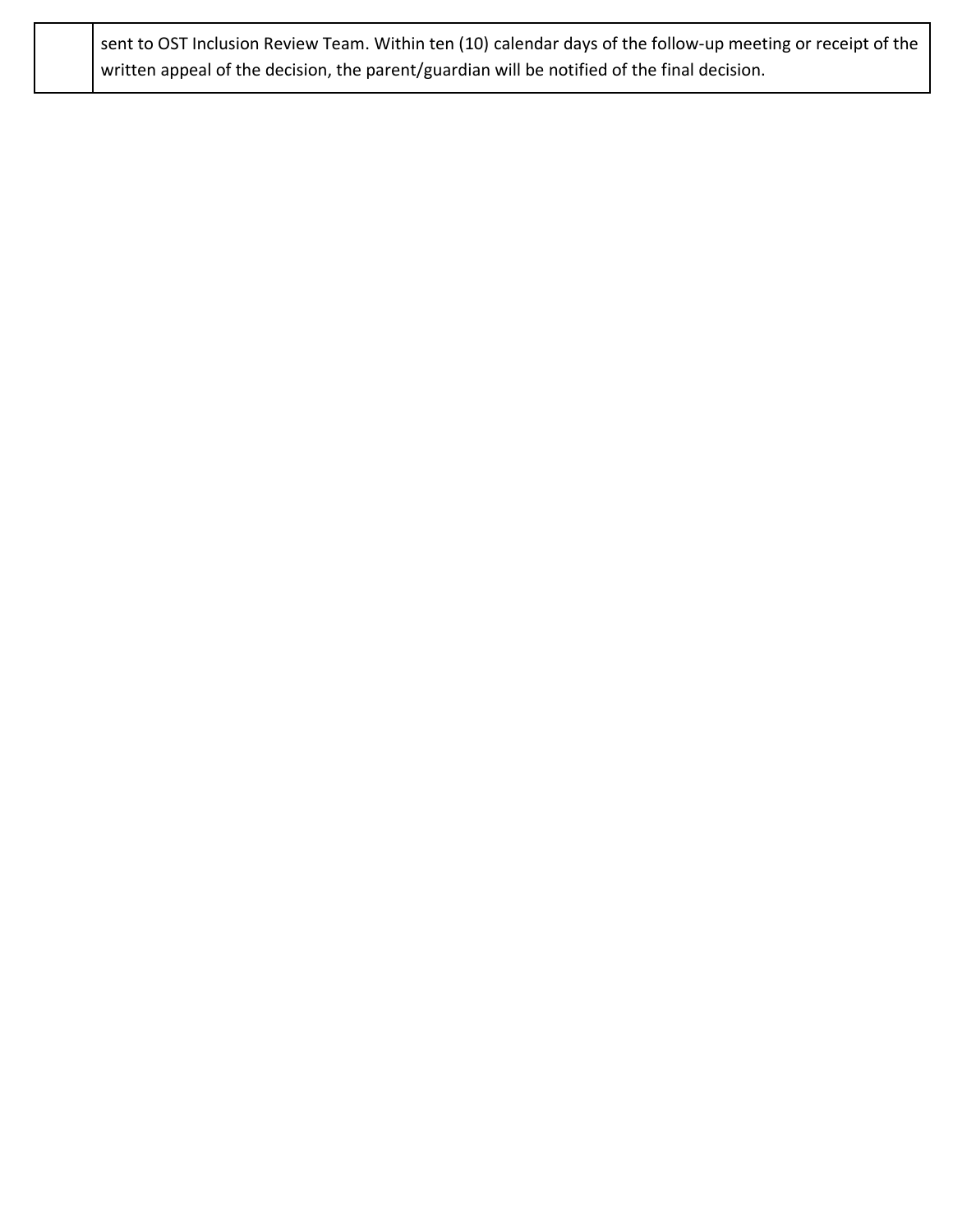| | |
|---|---|
| | sent to OST Inclusion Review Team. Within ten (10) calendar days of the follow-up meeting or receipt of the written appeal of the decision, the parent/guardian will be notified of the final decision. |